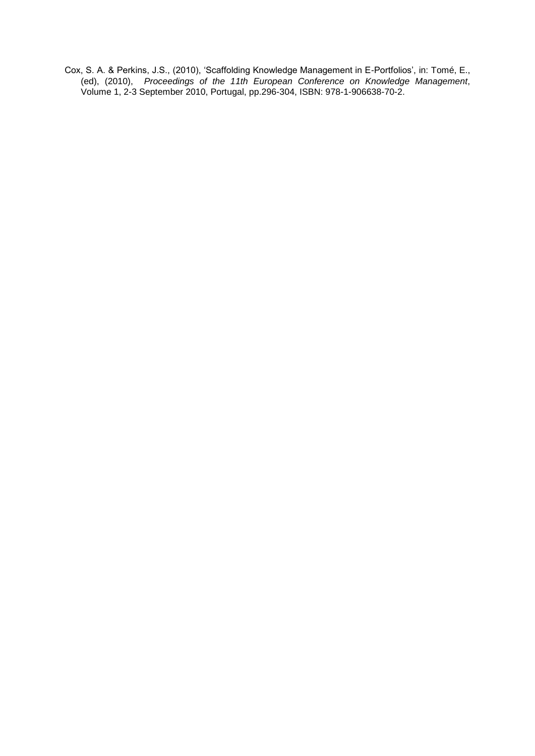Cox, S. A. & Perkins, J.S., (2010), 'Scaffolding Knowledge Management in E-Portfolios', in: Tomé, E., (ed), (2010), *Proceedings of the 11th European Conference on Knowledge Management*, Volume 1, 2-3 September 2010, Portugal, pp.296-304, ISBN: 978-1-906638-70-2.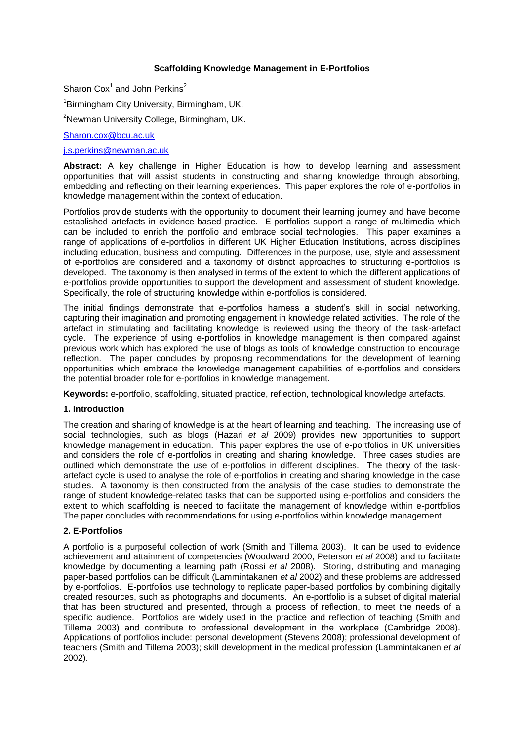**Scaffolding Knowledge Management in E-Portfolios**

Sharon Cox[1] and John Perkins[2]

[1]Birmingham City University, Birmingham, UK.

[2]Newman University College, Birmingham, UK.

Sharon.cox@bcu.ac.uk

j.s.perkins@newman.ac.uk

**Abstract:** A key challenge in Higher Education is how to develop learning and assessment opportunities that will assist students in constructing and sharing knowledge through absorbing, embedding and reflecting on their learning experiences. This paper explores the role of e-portfolios in knowledge management within the context of education.

Portfolios provide students with the opportunity to document their learning journey and have become established artefacts in evidence-based practice. E-portfolios support a range of multimedia which can be included to enrich the portfolio and embrace social technologies. This paper examines a range of applications of e-portfolios in different UK Higher Education Institutions, across disciplines including education, business and computing. Differences in the purpose, use, style and assessment of e-portfolios are considered and a taxonomy of distinct approaches to structuring e-portfolios is developed. The taxonomy is then analysed in terms of the extent to which the different applications of e-portfolios provide opportunities to support the development and assessment of student knowledge. Specifically, the role of structuring knowledge within e-portfolios is considered.

The initial findings demonstrate that e-portfolios harness a student's skill in social networking, capturing their imagination and promoting engagement in knowledge related activities. The role of the artefact in stimulating and facilitating knowledge is reviewed using the theory of the task-artefact cycle. The experience of using e-portfolios in knowledge management is then compared against previous work which has explored the use of blogs as tools of knowledge construction to encourage reflection. The paper concludes by proposing recommendations for the development of learning opportunities which embrace the knowledge management capabilities of e-portfolios and considers the potential broader role for e-portfolios in knowledge management.

**Keywords:** e-portfolio, scaffolding, situated practice, reflection, technological knowledge artefacts.

## 1. Introduction

The creation and sharing of knowledge is at the heart of learning and teaching. The increasing use of social technologies, such as blogs (Hazari *et al* 2009) provides new opportunities to support knowledge management in education. This paper explores the use of e-portfolios in UK universities and considers the role of e-portfolios in creating and sharing knowledge. Three cases studies are outlined which demonstrate the use of e-portfolios in different disciplines. The theory of the task-artefact cycle is used to analyse the role of e-portfolios in creating and sharing knowledge in the case studies. A taxonomy is then constructed from the analysis of the case studies to demonstrate the range of student knowledge-related tasks that can be supported using e-portfolios and considers the extent to which scaffolding is needed to facilitate the management of knowledge within e-portfolios The paper concludes with recommendations for using e-portfolios within knowledge management.

## 2. E-Portfolios

A portfolio is a purposeful collection of work (Smith and Tillema 2003). It can be used to evidence achievement and attainment of competencies (Woodward 2000, Peterson *et al* 2008) and to facilitate knowledge by documenting a learning path (Rossi *et al* 2008). Storing, distributing and managing paper-based portfolios can be difficult (Lammintakanen *et al* 2002) and these problems are addressed by e-portfolios. E-portfolios use technology to replicate paper-based portfolios by combining digitally created resources, such as photographs and documents. An e-portfolio is a subset of digital material that has been structured and presented, through a process of reflection, to meet the needs of a specific audience. Portfolios are widely used in the practice and reflection of teaching (Smith and Tillema 2003) and contribute to professional development in the workplace (Cambridge 2008). Applications of portfolios include: personal development (Stevens 2008); professional development of teachers (Smith and Tillema 2003); skill development in the medical profession (Lammintakanen *et al* 2002).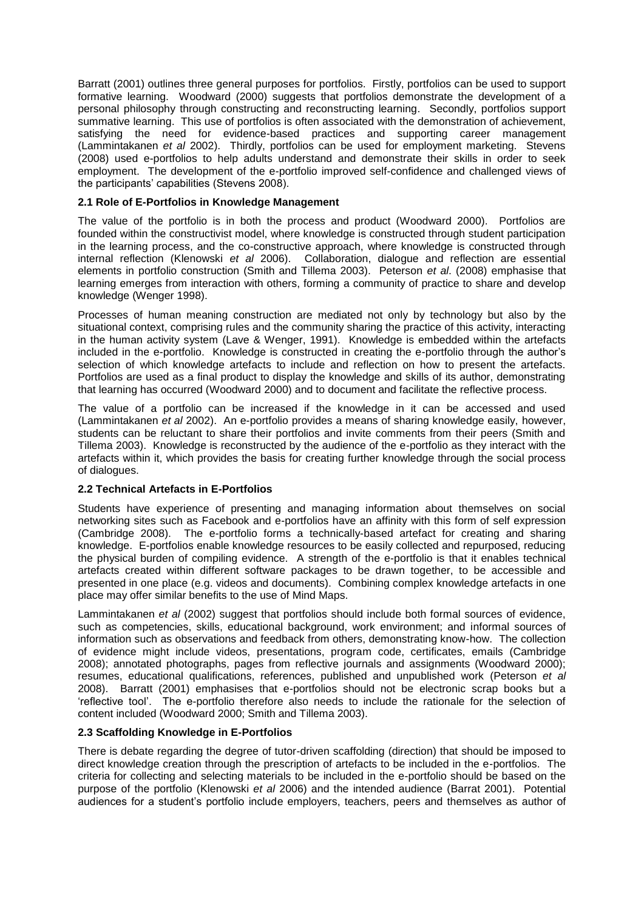Barratt (2001) outlines three general purposes for portfolios. Firstly, portfolios can be used to support formative learning. Woodward (2000) suggests that portfolios demonstrate the development of a personal philosophy through constructing and reconstructing learning. Secondly, portfolios support summative learning. This use of portfolios is often associated with the demonstration of achievement, satisfying the need for evidence-based practices and supporting career management (Lammintakanen *et al* 2002). Thirdly, portfolios can be used for employment marketing. Stevens (2008) used e-portfolios to help adults understand and demonstrate their skills in order to seek employment. The development of the e-portfolio improved self-confidence and challenged views of the participants' capabilities (Stevens 2008).

### 2.1 Role of E-Portfolios in Knowledge Management

The value of the portfolio is in both the process and product (Woodward 2000). Portfolios are founded within the constructivist model, where knowledge is constructed through student participation in the learning process, and the co-constructive approach, where knowledge is constructed through internal reflection (Klenowski *et al* 2006). Collaboration, dialogue and reflection are essential elements in portfolio construction (Smith and Tillema 2003). Peterson *et al*. (2008) emphasise that learning emerges from interaction with others, forming a community of practice to share and develop knowledge (Wenger 1998).

Processes of human meaning construction are mediated not only by technology but also by the situational context, comprising rules and the community sharing the practice of this activity, interacting in the human activity system (Lave & Wenger, 1991). Knowledge is embedded within the artefacts included in the e-portfolio. Knowledge is constructed in creating the e-portfolio through the author's selection of which knowledge artefacts to include and reflection on how to present the artefacts. Portfolios are used as a final product to display the knowledge and skills of its author, demonstrating that learning has occurred (Woodward 2000) and to document and facilitate the reflective process.

The value of a portfolio can be increased if the knowledge in it can be accessed and used (Lammintakanen *et al* 2002). An e-portfolio provides a means of sharing knowledge easily, however, students can be reluctant to share their portfolios and invite comments from their peers (Smith and Tillema 2003). Knowledge is reconstructed by the audience of the e-portfolio as they interact with the artefacts within it, which provides the basis for creating further knowledge through the social process of dialogues.

### 2.2 Technical Artefacts in E-Portfolios

Students have experience of presenting and managing information about themselves on social networking sites such as Facebook and e-portfolios have an affinity with this form of self expression (Cambridge 2008). The e-portfolio forms a technically-based artefact for creating and sharing knowledge. E-portfolios enable knowledge resources to be easily collected and repurposed, reducing the physical burden of compiling evidence. A strength of the e-portfolio is that it enables technical artefacts created within different software packages to be drawn together, to be accessible and presented in one place (e.g. videos and documents). Combining complex knowledge artefacts in one place may offer similar benefits to the use of Mind Maps.

Lammintakanen *et al* (2002) suggest that portfolios should include both formal sources of evidence, such as competencies, skills, educational background, work environment; and informal sources of information such as observations and feedback from others, demonstrating know-how. The collection of evidence might include videos, presentations, program code, certificates, emails (Cambridge 2008); annotated photographs, pages from reflective journals and assignments (Woodward 2000); resumes, educational qualifications, references, published and unpublished work (Peterson *et al* 2008). Barratt (2001) emphasises that e-portfolios should not be electronic scrap books but a 'reflective tool'. The e-portfolio therefore also needs to include the rationale for the selection of content included (Woodward 2000; Smith and Tillema 2003).

### 2.3 Scaffolding Knowledge in E-Portfolios

There is debate regarding the degree of tutor-driven scaffolding (direction) that should be imposed to direct knowledge creation through the prescription of artefacts to be included in the e-portfolios. The criteria for collecting and selecting materials to be included in the e-portfolio should be based on the purpose of the portfolio (Klenowski *et al* 2006) and the intended audience (Barrat 2001). Potential audiences for a student's portfolio include employers, teachers, peers and themselves as author of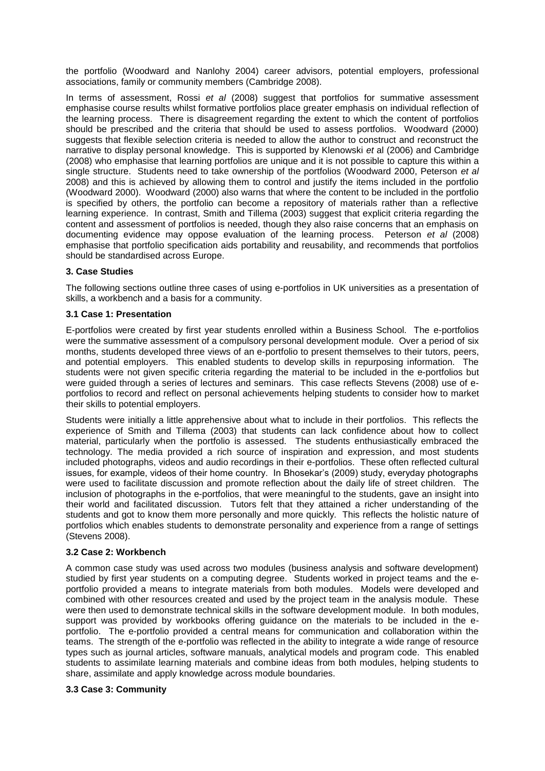the portfolio (Woodward and Nanlohy 2004) career advisors, potential employers, professional associations, family or community members (Cambridge 2008).

In terms of assessment, Rossi *et al* (2008) suggest that portfolios for summative assessment emphasise course results whilst formative portfolios place greater emphasis on individual reflection of the learning process. There is disagreement regarding the extent to which the content of portfolios should be prescribed and the criteria that should be used to assess portfolios. Woodward (2000) suggests that flexible selection criteria is needed to allow the author to construct and reconstruct the narrative to display personal knowledge. This is supported by Klenowski *et* al (2006) and Cambridge (2008) who emphasise that learning portfolios are unique and it is not possible to capture this within a single structure. Students need to take ownership of the portfolios (Woodward 2000, Peterson *et al* 2008) and this is achieved by allowing them to control and justify the items included in the portfolio (Woodward 2000). Woodward (2000) also warns that where the content to be included in the portfolio is specified by others, the portfolio can become a repository of materials rather than a reflective learning experience. In contrast, Smith and Tillema (2003) suggest that explicit criteria regarding the content and assessment of portfolios is needed, though they also raise concerns that an emphasis on documenting evidence may oppose evaluation of the learning process. Peterson *et al* (2008) emphasise that portfolio specification aids portability and reusability, and recommends that portfolios should be standardised across Europe.

## 3. Case Studies

The following sections outline three cases of using e-portfolios in UK universities as a presentation of skills, a workbench and a basis for a community.

### 3.1 Case 1: Presentation

E-portfolios were created by first year students enrolled within a Business School. The e-portfolios were the summative assessment of a compulsory personal development module. Over a period of six months, students developed three views of an e-portfolio to present themselves to their tutors, peers, and potential employers. This enabled students to develop skills in repurposing information. The students were not given specific criteria regarding the material to be included in the e-portfolios but were guided through a series of lectures and seminars. This case reflects Stevens (2008) use of e-portfolios to record and reflect on personal achievements helping students to consider how to market their skills to potential employers.

Students were initially a little apprehensive about what to include in their portfolios. This reflects the experience of Smith and Tillema (2003) that students can lack confidence about how to collect material, particularly when the portfolio is assessed. The students enthusiastically embraced the technology. The media provided a rich source of inspiration and expression, and most students included photographs, videos and audio recordings in their e-portfolios. These often reflected cultural issues, for example, videos of their home country. In Bhosekar's (2009) study, everyday photographs were used to facilitate discussion and promote reflection about the daily life of street children. The inclusion of photographs in the e-portfolios, that were meaningful to the students, gave an insight into their world and facilitated discussion. Tutors felt that they attained a richer understanding of the students and got to know them more personally and more quickly. This reflects the holistic nature of portfolios which enables students to demonstrate personality and experience from a range of settings (Stevens 2008).

### 3.2 Case 2: Workbench

A common case study was used across two modules (business analysis and software development) studied by first year students on a computing degree. Students worked in project teams and the e-portfolio provided a means to integrate materials from both modules. Models were developed and combined with other resources created and used by the project team in the analysis module. These were then used to demonstrate technical skills in the software development module. In both modules, support was provided by workbooks offering guidance on the materials to be included in the e-portfolio. The e-portfolio provided a central means for communication and collaboration within the teams. The strength of the e-portfolio was reflected in the ability to integrate a wide range of resource types such as journal articles, software manuals, analytical models and program code. This enabled students to assimilate learning materials and combine ideas from both modules, helping students to share, assimilate and apply knowledge across module boundaries.

### 3.3 Case 3: Community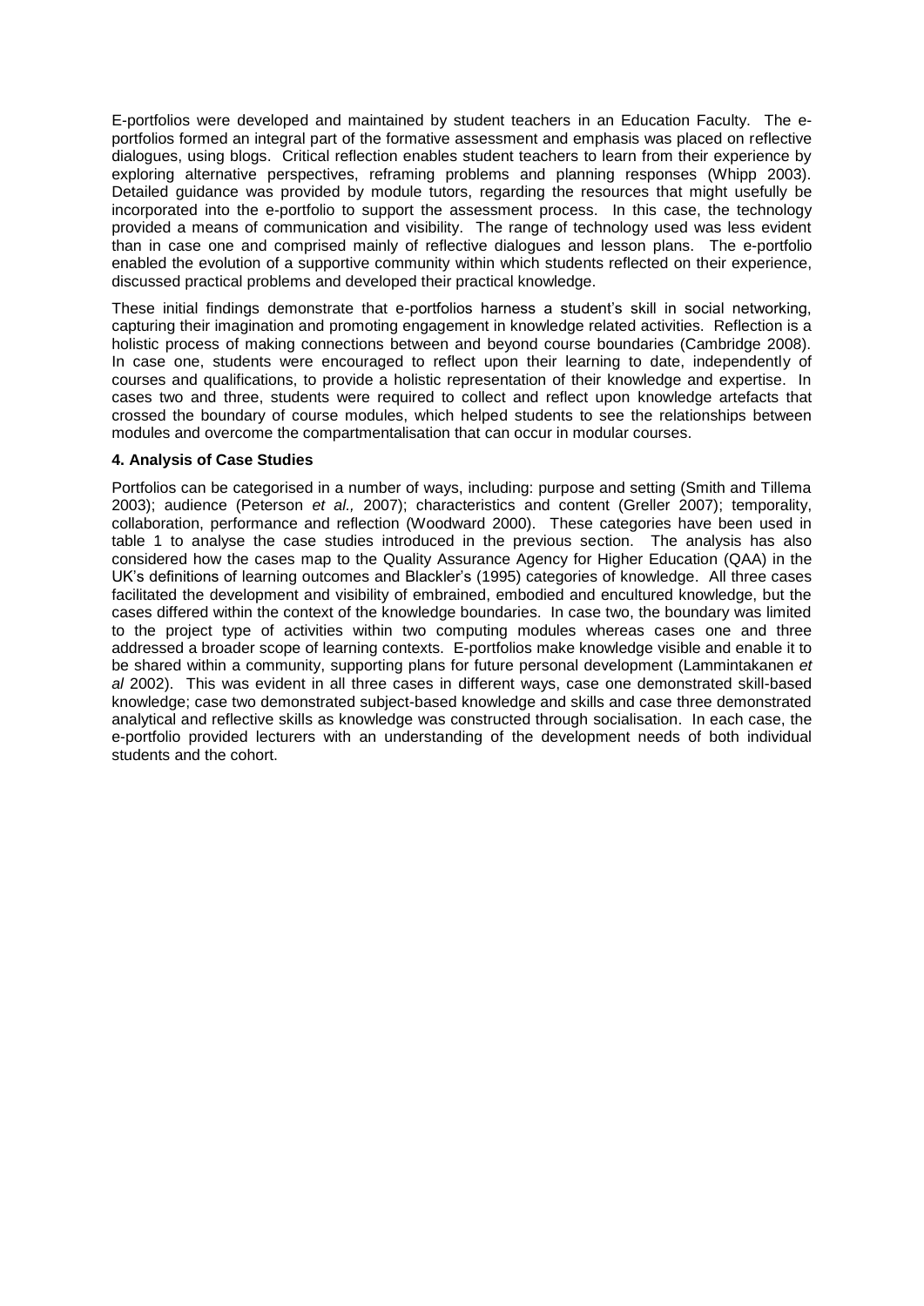E-portfolios were developed and maintained by student teachers in an Education Faculty. The e-portfolios formed an integral part of the formative assessment and emphasis was placed on reflective dialogues, using blogs. Critical reflection enables student teachers to learn from their experience by exploring alternative perspectives, reframing problems and planning responses (Whipp 2003). Detailed guidance was provided by module tutors, regarding the resources that might usefully be incorporated into the e-portfolio to support the assessment process. In this case, the technology provided a means of communication and visibility. The range of technology used was less evident than in case one and comprised mainly of reflective dialogues and lesson plans. The e-portfolio enabled the evolution of a supportive community within which students reflected on their experience, discussed practical problems and developed their practical knowledge.

These initial findings demonstrate that e-portfolios harness a student's skill in social networking, capturing their imagination and promoting engagement in knowledge related activities. Reflection is a holistic process of making connections between and beyond course boundaries (Cambridge 2008). In case one, students were encouraged to reflect upon their learning to date, independently of courses and qualifications, to provide a holistic representation of their knowledge and expertise. In cases two and three, students were required to collect and reflect upon knowledge artefacts that crossed the boundary of course modules, which helped students to see the relationships between modules and overcome the compartmentalisation that can occur in modular courses.

**4. Analysis of Case Studies**

Portfolios can be categorised in a number of ways, including: purpose and setting (Smith and Tillema 2003); audience (Peterson *et al.,* 2007); characteristics and content (Greller 2007); temporality, collaboration, performance and reflection (Woodward 2000). These categories have been used in table 1 to analyse the case studies introduced in the previous section. The analysis has also considered how the cases map to the Quality Assurance Agency for Higher Education (QAA) in the UK's definitions of learning outcomes and Blackler's (1995) categories of knowledge. All three cases facilitated the development and visibility of embrained, embodied and encultured knowledge, but the cases differed within the context of the knowledge boundaries. In case two, the boundary was limited to the project type of activities within two computing modules whereas cases one and three addressed a broader scope of learning contexts. E-portfolios make knowledge visible and enable it to be shared within a community, supporting plans for future personal development (Lammintakanen *et al* 2002). This was evident in all three cases in different ways, case one demonstrated skill-based knowledge; case two demonstrated subject-based knowledge and skills and case three demonstrated analytical and reflective skills as knowledge was constructed through socialisation. In each case, the e-portfolio provided lecturers with an understanding of the development needs of both individual students and the cohort.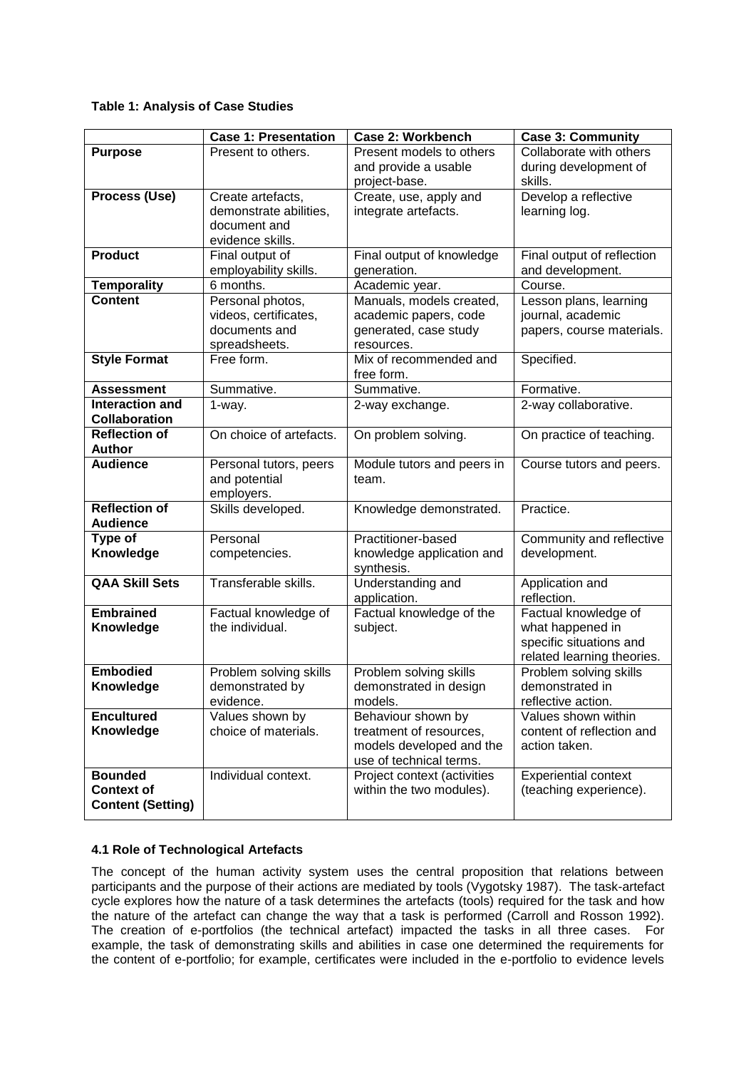**Table 1: Analysis of Case Studies**

| | Case 1: Presentation | Case 2: Workbench | Case 3: Community |
|---|---|---|---|
| **Purpose** | Present to others. | Present models to others and provide a usable project-base. | Collaborate with others during development of skills. |
| **Process (Use)** | Create artefacts, demonstrate abilities, document and evidence skills. | Create, use, apply and integrate artefacts. | Develop a reflective learning log. |
| **Product** | Final output of employability skills. | Final output of knowledge generation. | Final output of reflection and development. |
| **Temporality** | 6 months. | Academic year. | Course. |
| **Content** | Personal photos, videos, certificates, documents and spreadsheets. | Manuals, models created, academic papers, code generated, case study resources. | Lesson plans, learning journal, academic papers, course materials. |
| **Style Format** | Free form. | Mix of recommended and free form. | Specified. |
| **Assessment** | Summative. | Summative. | Formative. |
| **Interaction and Collaboration** | 1-way. | 2-way exchange. | 2-way collaborative. |
| **Reflection of Author** | On choice of artefacts. | On problem solving. | On practice of teaching. |
| **Audience** | Personal tutors, peers and potential employers. | Module tutors and peers in team. | Course tutors and peers. |
| **Reflection of Audience** | Skills developed. | Knowledge demonstrated. | Practice. |
| **Type of Knowledge** | Personal competencies. | Practitioner-based knowledge application and synthesis. | Community and reflective development. |
| **QAA Skill Sets** | Transferable skills. | Understanding and application. | Application and reflection. |
| **Embrained Knowledge** | Factual knowledge of the individual. | Factual knowledge of the subject. | Factual knowledge of what happened in specific situations and related learning theories. |
| **Embodied Knowledge** | Problem solving skills demonstrated by evidence. | Problem solving skills demonstrated in design models. | Problem solving skills demonstrated in reflective action. |
| **Encultured Knowledge** | Values shown by choice of materials. | Behaviour shown by treatment of resources, models developed and the use of technical terms. | Values shown within content of reflection and action taken. |
| **Bounded Context of Content (Setting)** | Individual context. | Project context (activities within the two modules). | Experiential context (teaching experience). |

### 4.1 Role of Technological Artefacts

The concept of the human activity system uses the central proposition that relations between participants and the purpose of their actions are mediated by tools (Vygotsky 1987). The task-artefact cycle explores how the nature of a task determines the artefacts (tools) required for the task and how the nature of the artefact can change the way that a task is performed (Carroll and Rosson 1992). The creation of e-portfolios (the technical artefact) impacted the tasks in all three cases. For example, the task of demonstrating skills and abilities in case one determined the requirements for the content of e-portfolio; for example, certificates were included in the e-portfolio to evidence levels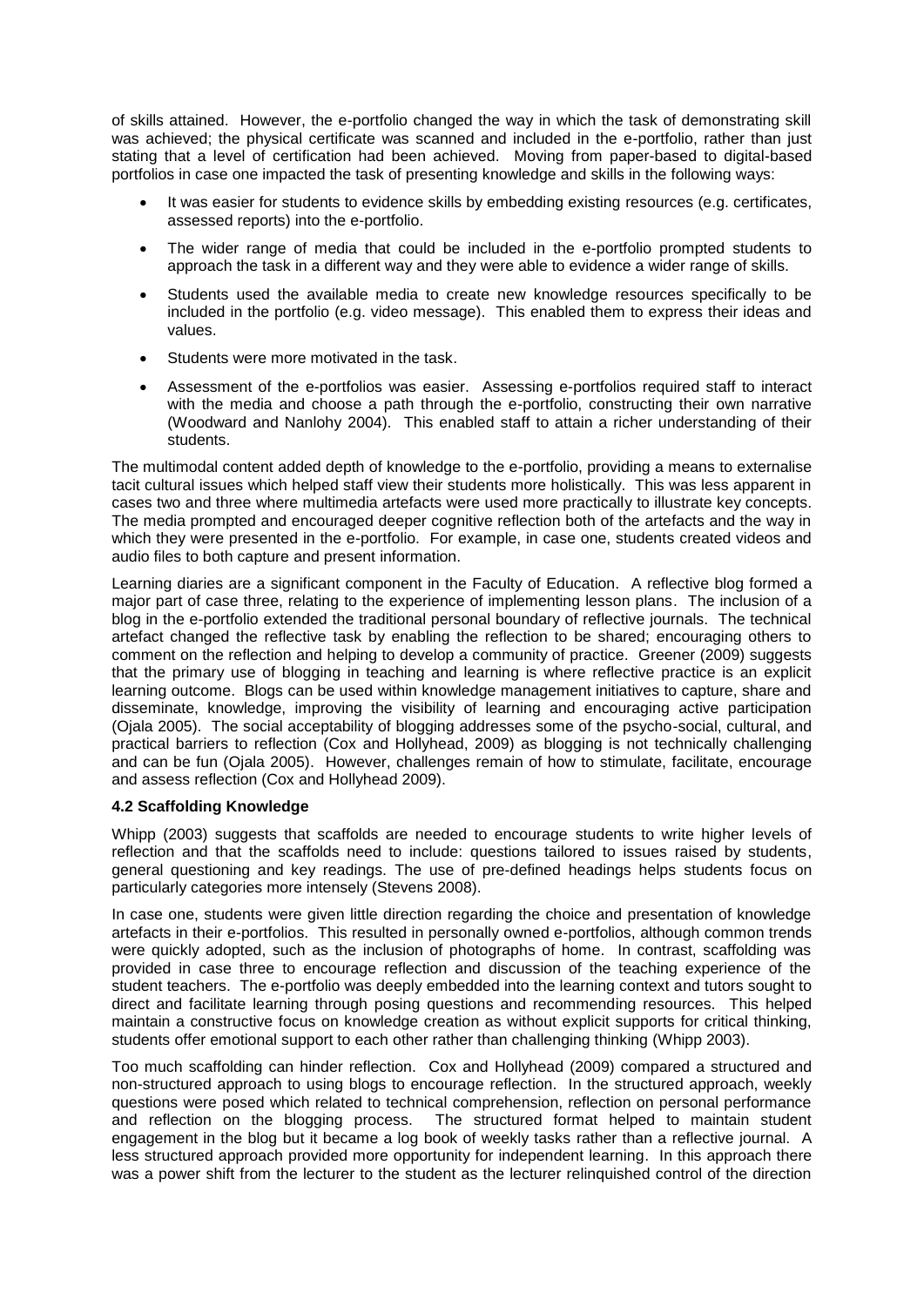of skills attained. However, the e-portfolio changed the way in which the task of demonstrating skill was achieved; the physical certificate was scanned and included in the e-portfolio, rather than just stating that a level of certification had been achieved. Moving from paper-based to digital-based portfolios in case one impacted the task of presenting knowledge and skills in the following ways:

- It was easier for students to evidence skills by embedding existing resources (e.g. certificates, assessed reports) into the e-portfolio.
- The wider range of media that could be included in the e-portfolio prompted students to approach the task in a different way and they were able to evidence a wider range of skills.
- Students used the available media to create new knowledge resources specifically to be included in the portfolio (e.g. video message). This enabled them to express their ideas and values.
- Students were more motivated in the task.
- Assessment of the e-portfolios was easier. Assessing e-portfolios required staff to interact with the media and choose a path through the e-portfolio, constructing their own narrative (Woodward and Nanlohy 2004). This enabled staff to attain a richer understanding of their students.

The multimodal content added depth of knowledge to the e-portfolio, providing a means to externalise tacit cultural issues which helped staff view their students more holistically. This was less apparent in cases two and three where multimedia artefacts were used more practically to illustrate key concepts. The media prompted and encouraged deeper cognitive reflection both of the artefacts and the way in which they were presented in the e-portfolio. For example, in case one, students created videos and audio files to both capture and present information.

Learning diaries are a significant component in the Faculty of Education. A reflective blog formed a major part of case three, relating to the experience of implementing lesson plans. The inclusion of a blog in the e-portfolio extended the traditional personal boundary of reflective journals. The technical artefact changed the reflective task by enabling the reflection to be shared; encouraging others to comment on the reflection and helping to develop a community of practice. Greener (2009) suggests that the primary use of blogging in teaching and learning is where reflective practice is an explicit learning outcome. Blogs can be used within knowledge management initiatives to capture, share and disseminate, knowledge, improving the visibility of learning and encouraging active participation (Ojala 2005). The social acceptability of blogging addresses some of the psycho-social, cultural, and practical barriers to reflection (Cox and Hollyhead, 2009) as blogging is not technically challenging and can be fun (Ojala 2005). However, challenges remain of how to stimulate, facilitate, encourage and assess reflection (Cox and Hollyhead 2009).

### 4.2 Scaffolding Knowledge

Whipp (2003) suggests that scaffolds are needed to encourage students to write higher levels of reflection and that the scaffolds need to include: questions tailored to issues raised by students, general questioning and key readings. The use of pre-defined headings helps students focus on particularly categories more intensely (Stevens 2008).

In case one, students were given little direction regarding the choice and presentation of knowledge artefacts in their e-portfolios. This resulted in personally owned e-portfolios, although common trends were quickly adopted, such as the inclusion of photographs of home. In contrast, scaffolding was provided in case three to encourage reflection and discussion of the teaching experience of the student teachers. The e-portfolio was deeply embedded into the learning context and tutors sought to direct and facilitate learning through posing questions and recommending resources. This helped maintain a constructive focus on knowledge creation as without explicit supports for critical thinking, students offer emotional support to each other rather than challenging thinking (Whipp 2003).

Too much scaffolding can hinder reflection. Cox and Hollyhead (2009) compared a structured and non-structured approach to using blogs to encourage reflection. In the structured approach, weekly questions were posed which related to technical comprehension, reflection on personal performance and reflection on the blogging process. The structured format helped to maintain student engagement in the blog but it became a log book of weekly tasks rather than a reflective journal. A less structured approach provided more opportunity for independent learning. In this approach there was a power shift from the lecturer to the student as the lecturer relinquished control of the direction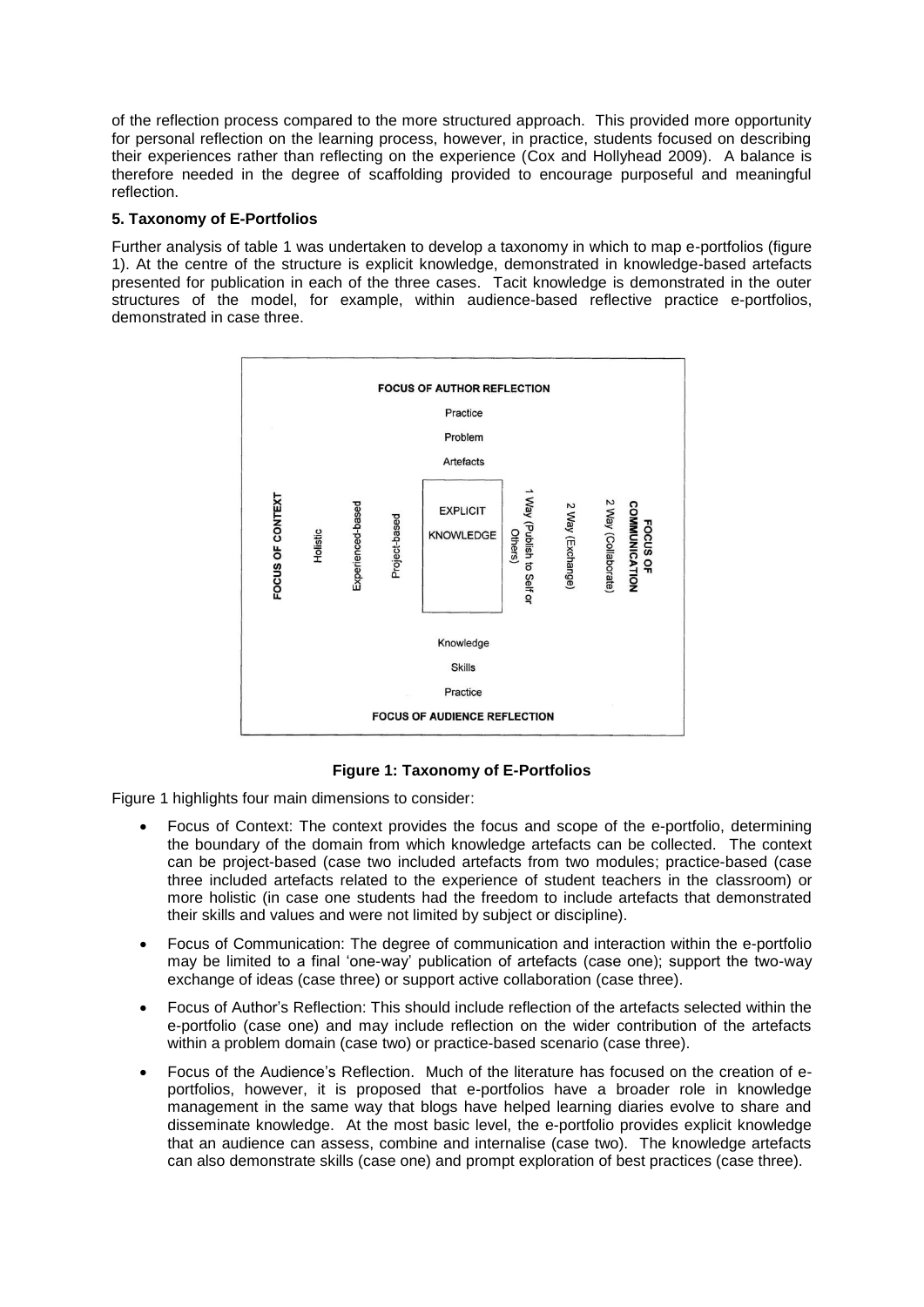of the reflection process compared to the more structured approach. This provided more opportunity for personal reflection on the learning process, however, in practice, students focused on describing their experiences rather than reflecting on the experience (Cox and Hollyhead 2009). A balance is therefore needed in the degree of scaffolding provided to encourage purposeful and meaningful reflection.

### 5. Taxonomy of E-Portfolios

Further analysis of table 1 was undertaken to develop a taxonomy in which to map e-portfolios (figure 1). At the centre of the structure is explicit knowledge, demonstrated in knowledge-based artefacts presented for publication in each of the three cases. Tacit knowledge is demonstrated in the outer structures of the model, for example, within audience-based reflective practice e-portfolios, demonstrated in case three.

**Figure 1: Taxonomy of E-Portfolios**

Figure 1 highlights four main dimensions to consider:

- Focus of Context: The context provides the focus and scope of the e-portfolio, determining the boundary of the domain from which knowledge artefacts can be collected. The context can be project-based (case two included artefacts from two modules; practice-based (case three included artefacts related to the experience of student teachers in the classroom) or more holistic (in case one students had the freedom to include artefacts that demonstrated their skills and values and were not limited by subject or discipline).
- Focus of Communication: The degree of communication and interaction within the e-portfolio may be limited to a final 'one-way' publication of artefacts (case one); support the two-way exchange of ideas (case three) or support active collaboration (case three).
- Focus of Author's Reflection: This should include reflection of the artefacts selected within the e-portfolio (case one) and may include reflection on the wider contribution of the artefacts within a problem domain (case two) or practice-based scenario (case three).
- Focus of the Audience's Reflection. Much of the literature has focused on the creation of e-portfolios, however, it is proposed that e-portfolios have a broader role in knowledge management in the same way that blogs have helped learning diaries evolve to share and disseminate knowledge. At the most basic level, the e-portfolio provides explicit knowledge that an audience can assess, combine and internalise (case two). The knowledge artefacts can also demonstrate skills (case one) and prompt exploration of best practices (case three).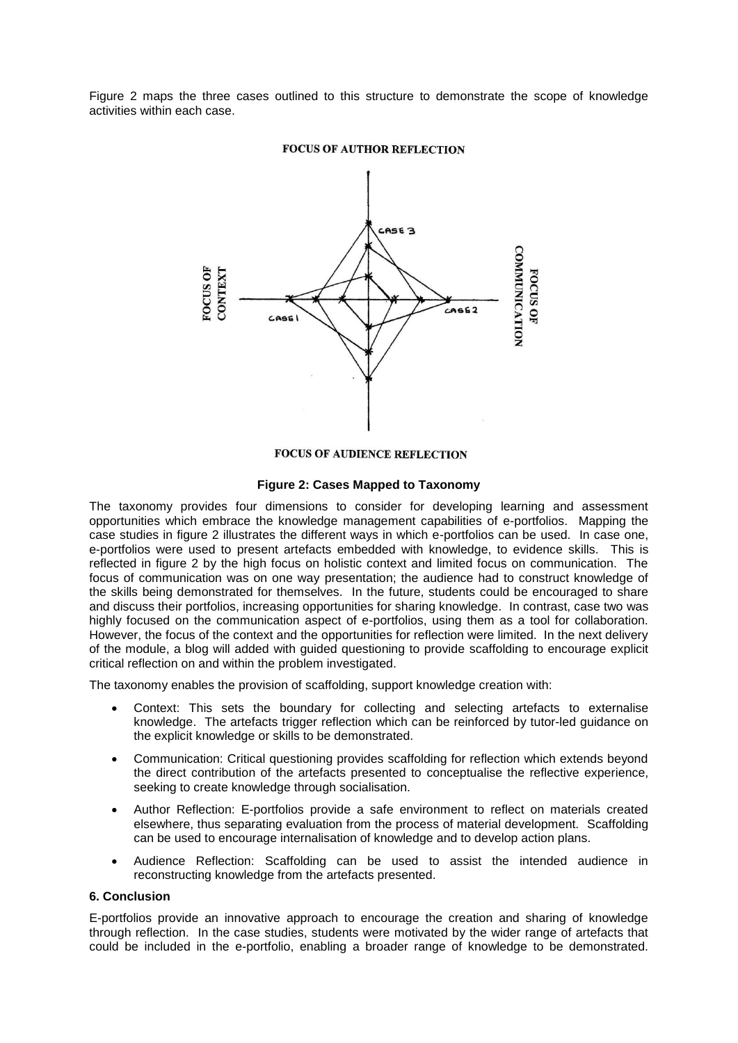Figure 2 maps the three cases outlined to this structure to demonstrate the scope of knowledge activities within each case.

**Figure 2: Cases Mapped to Taxonomy**

The taxonomy provides four dimensions to consider for developing learning and assessment opportunities which embrace the knowledge management capabilities of e-portfolios. Mapping the case studies in figure 2 illustrates the different ways in which e-portfolios can be used. In case one, e-portfolios were used to present artefacts embedded with knowledge, to evidence skills. This is reflected in figure 2 by the high focus on holistic context and limited focus on communication. The focus of communication was on one way presentation; the audience had to construct knowledge of the skills being demonstrated for themselves. In the future, students could be encouraged to share and discuss their portfolios, increasing opportunities for sharing knowledge. In contrast, case two was highly focused on the communication aspect of e-portfolios, using them as a tool for collaboration. However, the focus of the context and the opportunities for reflection were limited. In the next delivery of the module, a blog will added with guided questioning to provide scaffolding to encourage explicit critical reflection on and within the problem investigated.

The taxonomy enables the provision of scaffolding, support knowledge creation with:

- Context: This sets the boundary for collecting and selecting artefacts to externalise knowledge. The artefacts trigger reflection which can be reinforced by tutor-led guidance on the explicit knowledge or skills to be demonstrated.
- Communication: Critical questioning provides scaffolding for reflection which extends beyond the direct contribution of the artefacts presented to conceptualise the reflective experience, seeking to create knowledge through socialisation.
- Author Reflection: E-portfolios provide a safe environment to reflect on materials created elsewhere, thus separating evaluation from the process of material development. Scaffolding can be used to encourage internalisation of knowledge and to develop action plans.
- Audience Reflection: Scaffolding can be used to assist the intended audience in reconstructing knowledge from the artefacts presented.

## 6. Conclusion

E-portfolios provide an innovative approach to encourage the creation and sharing of knowledge through reflection. In the case studies, students were motivated by the wider range of artefacts that could be included in the e-portfolio, enabling a broader range of knowledge to be demonstrated.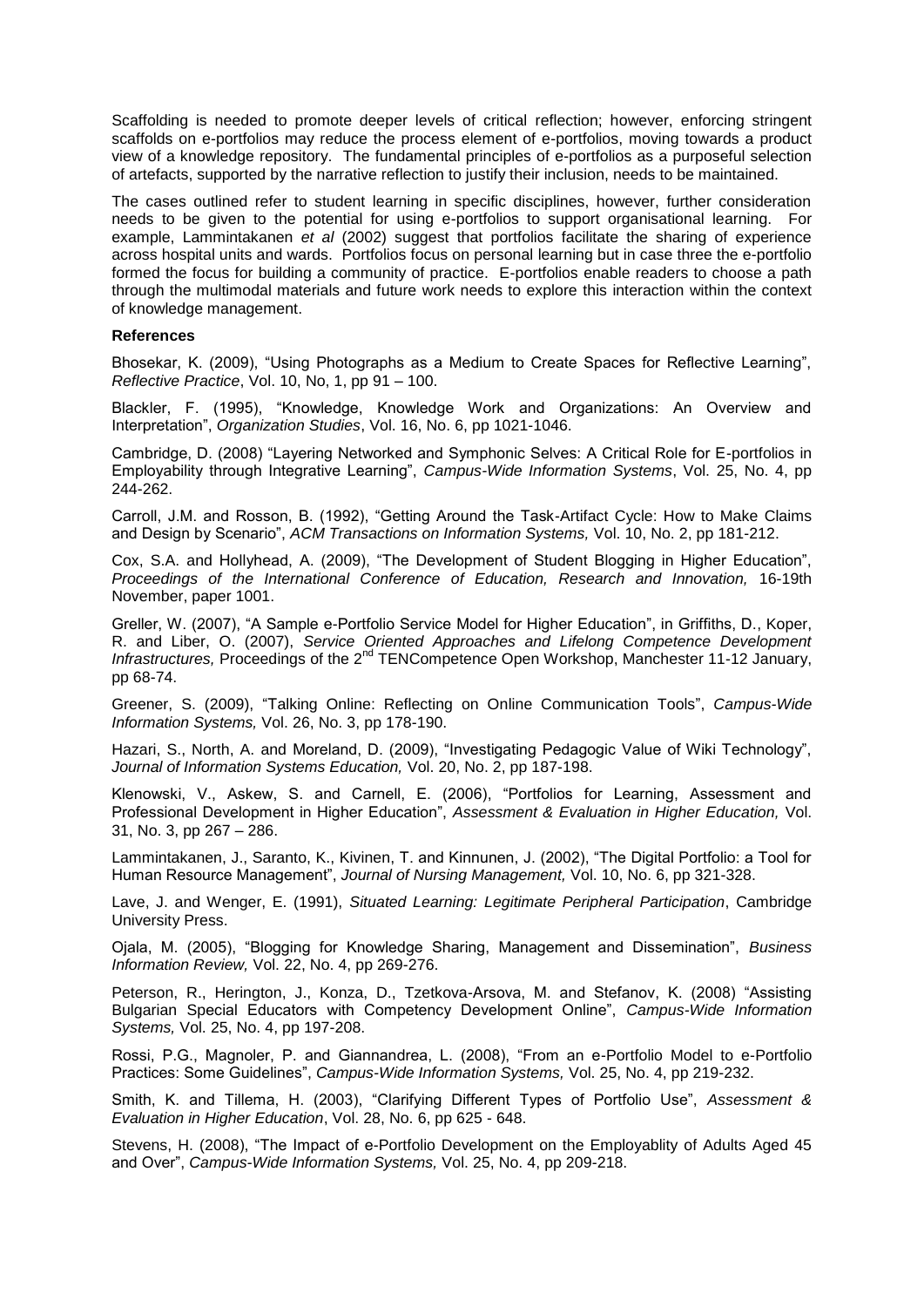Scaffolding is needed to promote deeper levels of critical reflection; however, enforcing stringent scaffolds on e-portfolios may reduce the process element of e-portfolios, moving towards a product view of a knowledge repository. The fundamental principles of e-portfolios as a purposeful selection of artefacts, supported by the narrative reflection to justify their inclusion, needs to be maintained.

The cases outlined refer to student learning in specific disciplines, however, further consideration needs to be given to the potential for using e-portfolios to support organisational learning. For example, Lammintakanen *et al* (2002) suggest that portfolios facilitate the sharing of experience across hospital units and wards. Portfolios focus on personal learning but in case three the e-portfolio formed the focus for building a community of practice. E-portfolios enable readers to choose a path through the multimodal materials and future work needs to explore this interaction within the context of knowledge management.

**References**

Bhosekar, K. (2009), "Using Photographs as a Medium to Create Spaces for Reflective Learning", *Reflective Practice*, Vol. 10, No, 1, pp 91 – 100.

Blackler, F. (1995), "Knowledge, Knowledge Work and Organizations: An Overview and Interpretation", *Organization Studies*, Vol. 16, No. 6, pp 1021-1046.

Cambridge, D. (2008) "Layering Networked and Symphonic Selves: A Critical Role for E-portfolios in Employability through Integrative Learning", *Campus-Wide Information Systems*, Vol. 25, No. 4, pp 244-262.

Carroll, J.M. and Rosson, B. (1992), "Getting Around the Task-Artifact Cycle: How to Make Claims and Design by Scenario", *ACM Transactions on Information Systems,* Vol. 10, No. 2, pp 181-212.

Cox, S.A. and Hollyhead, A. (2009), "The Development of Student Blogging in Higher Education", *Proceedings of the International Conference of Education, Research and Innovation,* 16-19th November, paper 1001.

Greller, W. (2007), "A Sample e-Portfolio Service Model for Higher Education", in Griffiths, D., Koper, R. and Liber, O. (2007), *Service Oriented Approaches and Lifelong Competence Development Infrastructures,* Proceedings of the 2nd TENCompetence Open Workshop, Manchester 11-12 January, pp 68-74.

Greener, S. (2009), "Talking Online: Reflecting on Online Communication Tools", *Campus-Wide Information Systems,* Vol. 26, No. 3, pp 178-190.

Hazari, S., North, A. and Moreland, D. (2009), "Investigating Pedagogic Value of Wiki Technology", *Journal of Information Systems Education,* Vol. 20, No. 2, pp 187-198.

Klenowski, V., Askew, S. and Carnell, E. (2006), "Portfolios for Learning, Assessment and Professional Development in Higher Education", *Assessment & Evaluation in Higher Education,* Vol. 31, No. 3, pp 267 – 286.

Lammintakanen, J., Saranto, K., Kivinen, T. and Kinnunen, J. (2002), "The Digital Portfolio: a Tool for Human Resource Management", *Journal of Nursing Management,* Vol. 10, No. 6, pp 321-328.

Lave, J. and Wenger, E. (1991), *Situated Learning: Legitimate Peripheral Participation*, Cambridge University Press.

Ojala, M. (2005), "Blogging for Knowledge Sharing, Management and Dissemination", *Business Information Review,* Vol. 22, No. 4, pp 269-276.

Peterson, R., Herington, J., Konza, D., Tzetkova-Arsova, M. and Stefanov, K. (2008) "Assisting Bulgarian Special Educators with Competency Development Online", *Campus-Wide Information Systems,* Vol. 25, No. 4, pp 197-208.

Rossi, P.G., Magnoler, P. and Giannandrea, L. (2008), "From an e-Portfolio Model to e-Portfolio Practices: Some Guidelines", *Campus-Wide Information Systems,* Vol. 25, No. 4, pp 219-232.

Smith, K. and Tillema, H. (2003), "Clarifying Different Types of Portfolio Use", *Assessment & Evaluation in Higher Education*, Vol. 28, No. 6, pp 625 - 648.

Stevens, H. (2008), "The Impact of e-Portfolio Development on the Employablity of Adults Aged 45 and Over", *Campus-Wide Information Systems,* Vol. 25, No. 4, pp 209-218.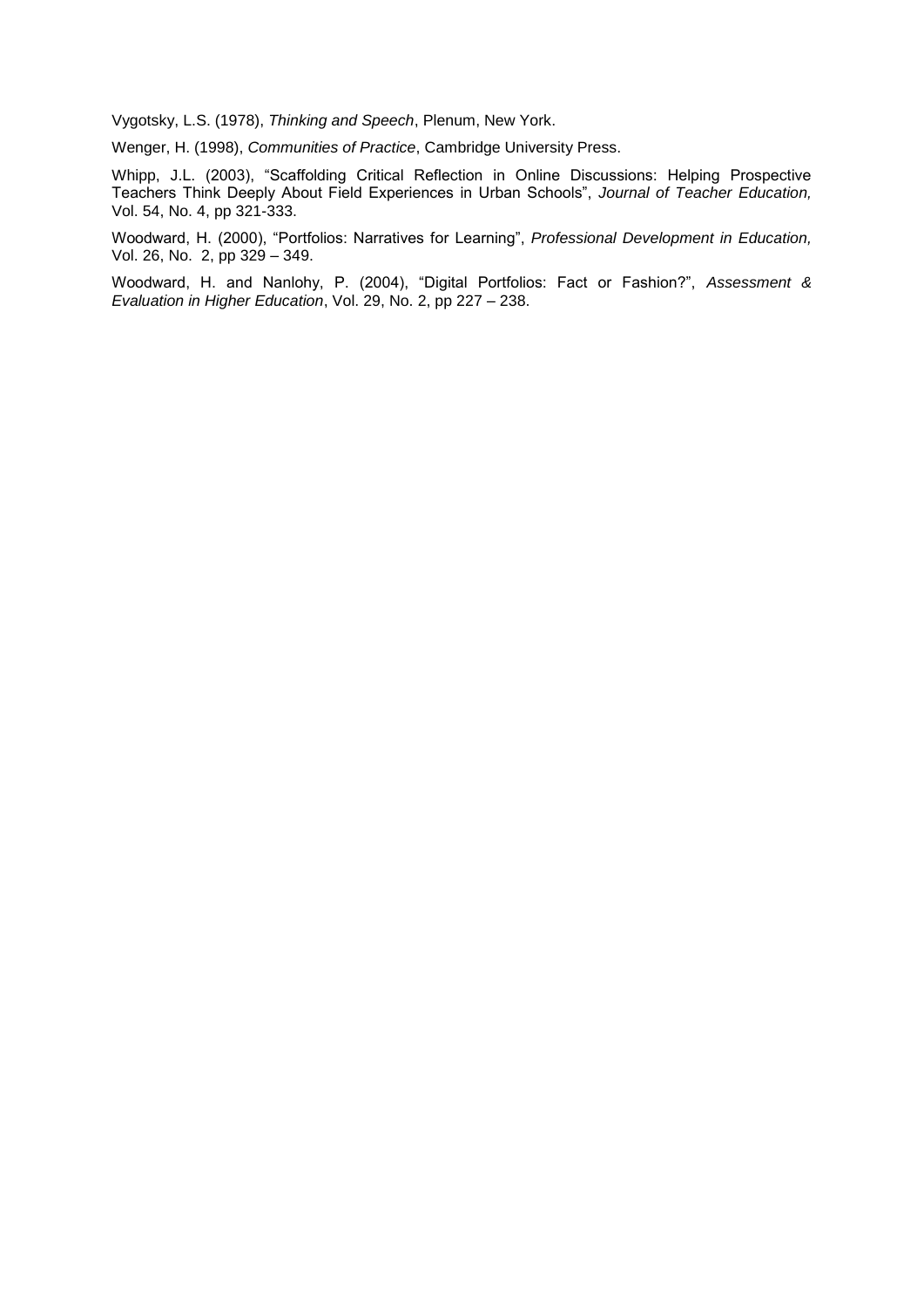Vygotsky, L.S. (1978), *Thinking and Speech*, Plenum, New York.

Wenger, H. (1998), *Communities of Practice*, Cambridge University Press.

Whipp, J.L. (2003), "Scaffolding Critical Reflection in Online Discussions: Helping Prospective Teachers Think Deeply About Field Experiences in Urban Schools", *Journal of Teacher Education,* Vol. 54, No. 4, pp 321-333.

Woodward, H. (2000), "Portfolios: Narratives for Learning", *Professional Development in Education,* Vol. 26, No. 2, pp 329 – 349.

Woodward, H. and Nanlohy, P. (2004), "Digital Portfolios: Fact or Fashion?", *Assessment & Evaluation in Higher Education*, Vol. 29, No. 2, pp 227 – 238.